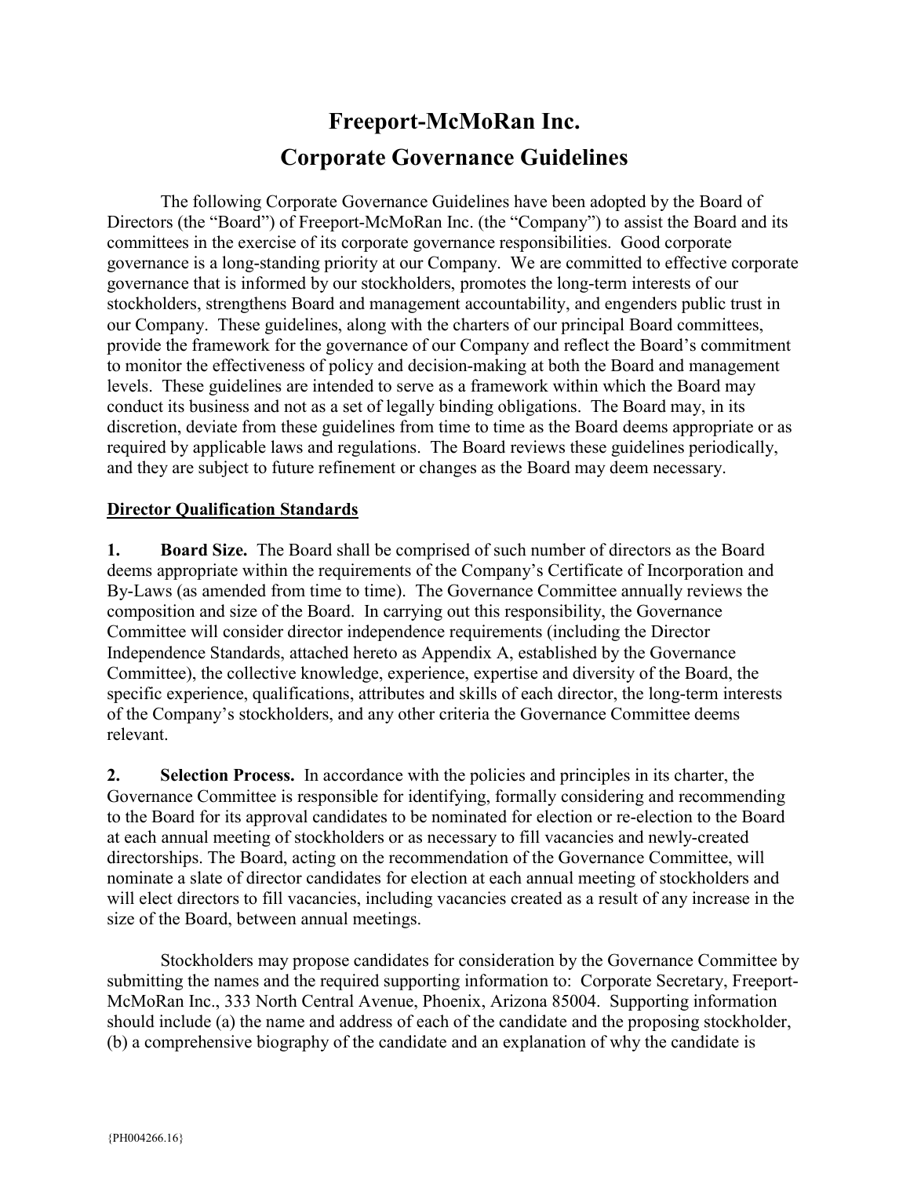# Freeport-McMoRan Inc.
# Corporate Governance Guidelines

The following Corporate Governance Guidelines have been adopted by the Board of Directors (the "Board") of Freeport-McMoRan Inc. (the "Company") to assist the Board and its committees in the exercise of its corporate governance responsibilities. Good corporate governance is a long-standing priority at our Company. We are committed to effective corporate governance that is informed by our stockholders, promotes the long-term interests of our stockholders, strengthens Board and management accountability, and engenders public trust in our Company. These guidelines, along with the charters of our principal Board committees, provide the framework for the governance of our Company and reflect the Board's commitment to monitor the effectiveness of policy and decision-making at both the Board and management levels. These guidelines are intended to serve as a framework within which the Board may conduct its business and not as a set of legally binding obligations. The Board may, in its discretion, deviate from these guidelines from time to time as the Board deems appropriate or as required by applicable laws and regulations. The Board reviews these guidelines periodically, and they are subject to future refinement or changes as the Board may deem necessary.

## Director Qualification Standards

**1. Board Size.** The Board shall be comprised of such number of directors as the Board deems appropriate within the requirements of the Company's Certificate of Incorporation and By-Laws (as amended from time to time). The Governance Committee annually reviews the composition and size of the Board. In carrying out this responsibility, the Governance Committee will consider director independence requirements (including the Director Independence Standards, attached hereto as Appendix A, established by the Governance Committee), the collective knowledge, experience, expertise and diversity of the Board, the specific experience, qualifications, attributes and skills of each director, the long-term interests of the Company's stockholders, and any other criteria the Governance Committee deems relevant.

**2. Selection Process.** In accordance with the policies and principles in its charter, the Governance Committee is responsible for identifying, formally considering and recommending to the Board for its approval candidates to be nominated for election or re-election to the Board at each annual meeting of stockholders or as necessary to fill vacancies and newly-created directorships. The Board, acting on the recommendation of the Governance Committee, will nominate a slate of director candidates for election at each annual meeting of stockholders and will elect directors to fill vacancies, including vacancies created as a result of any increase in the size of the Board, between annual meetings.

Stockholders may propose candidates for consideration by the Governance Committee by submitting the names and the required supporting information to: Corporate Secretary, Freeport-McMoRan Inc., 333 North Central Avenue, Phoenix, Arizona 85004. Supporting information should include (a) the name and address of each of the candidate and the proposing stockholder, (b) a comprehensive biography of the candidate and an explanation of why the candidate is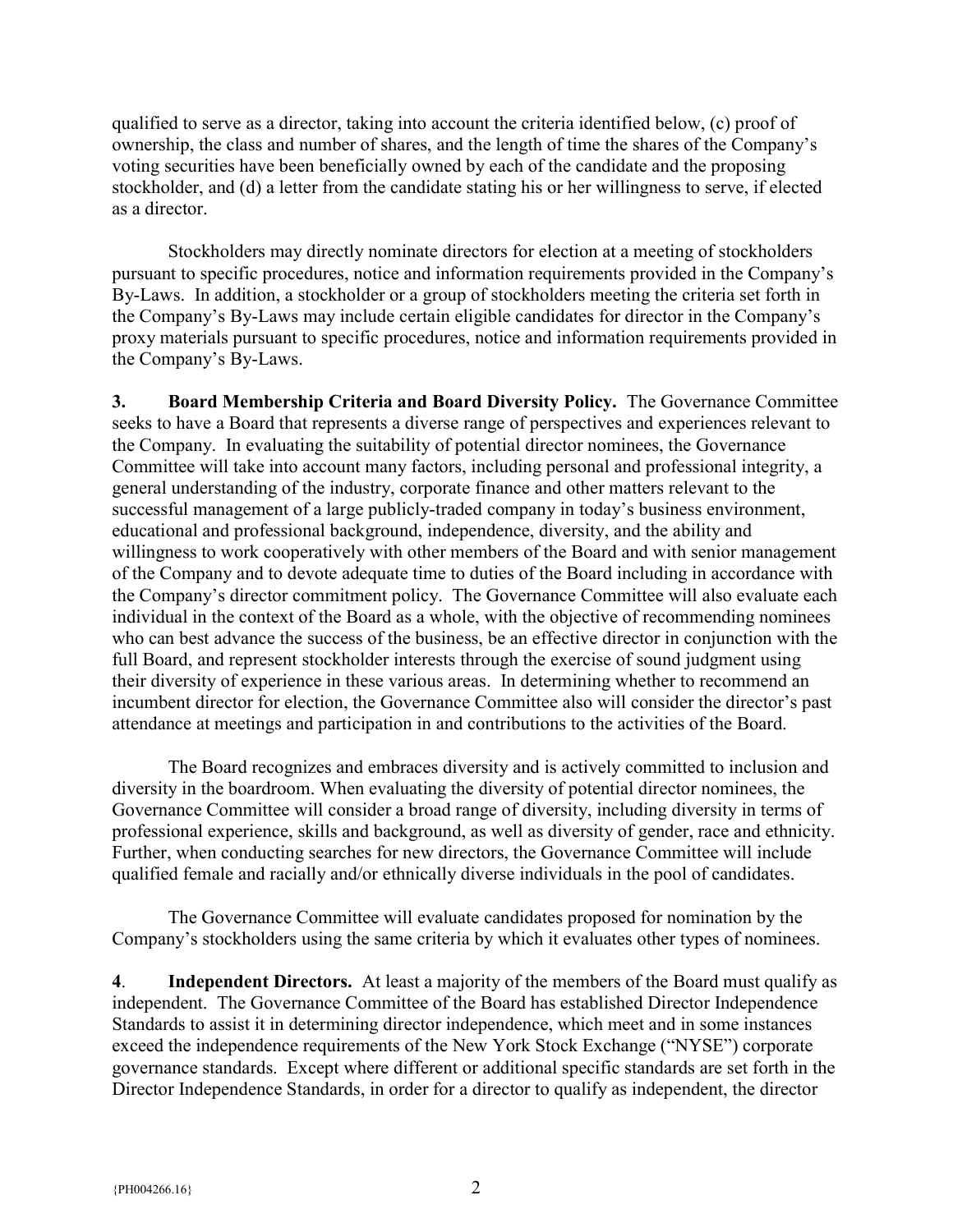qualified to serve as a director, taking into account the criteria identified below, (c) proof of ownership, the class and number of shares, and the length of time the shares of the Company's voting securities have been beneficially owned by each of the candidate and the proposing stockholder, and (d) a letter from the candidate stating his or her willingness to serve, if elected as a director.

Stockholders may directly nominate directors for election at a meeting of stockholders pursuant to specific procedures, notice and information requirements provided in the Company's By-Laws. In addition, a stockholder or a group of stockholders meeting the criteria set forth in the Company's By-Laws may include certain eligible candidates for director in the Company's proxy materials pursuant to specific procedures, notice and information requirements provided in the Company's By-Laws.

**3. Board Membership Criteria and Board Diversity Policy.** The Governance Committee seeks to have a Board that represents a diverse range of perspectives and experiences relevant to the Company. In evaluating the suitability of potential director nominees, the Governance Committee will take into account many factors, including personal and professional integrity, a general understanding of the industry, corporate finance and other matters relevant to the successful management of a large publicly-traded company in today's business environment, educational and professional background, independence, diversity, and the ability and willingness to work cooperatively with other members of the Board and with senior management of the Company and to devote adequate time to duties of the Board including in accordance with the Company's director commitment policy. The Governance Committee will also evaluate each individual in the context of the Board as a whole, with the objective of recommending nominees who can best advance the success of the business, be an effective director in conjunction with the full Board, and represent stockholder interests through the exercise of sound judgment using their diversity of experience in these various areas. In determining whether to recommend an incumbent director for election, the Governance Committee also will consider the director's past attendance at meetings and participation in and contributions to the activities of the Board.

The Board recognizes and embraces diversity and is actively committed to inclusion and diversity in the boardroom. When evaluating the diversity of potential director nominees, the Governance Committee will consider a broad range of diversity, including diversity in terms of professional experience, skills and background, as well as diversity of gender, race and ethnicity. Further, when conducting searches for new directors, the Governance Committee will include qualified female and racially and/or ethnically diverse individuals in the pool of candidates.

The Governance Committee will evaluate candidates proposed for nomination by the Company's stockholders using the same criteria by which it evaluates other types of nominees.

**4**. **Independent Directors.** At least a majority of the members of the Board must qualify as independent. The Governance Committee of the Board has established Director Independence Standards to assist it in determining director independence, which meet and in some instances exceed the independence requirements of the New York Stock Exchange ("NYSE") corporate governance standards. Except where different or additional specific standards are set forth in the Director Independence Standards, in order for a director to qualify as independent, the director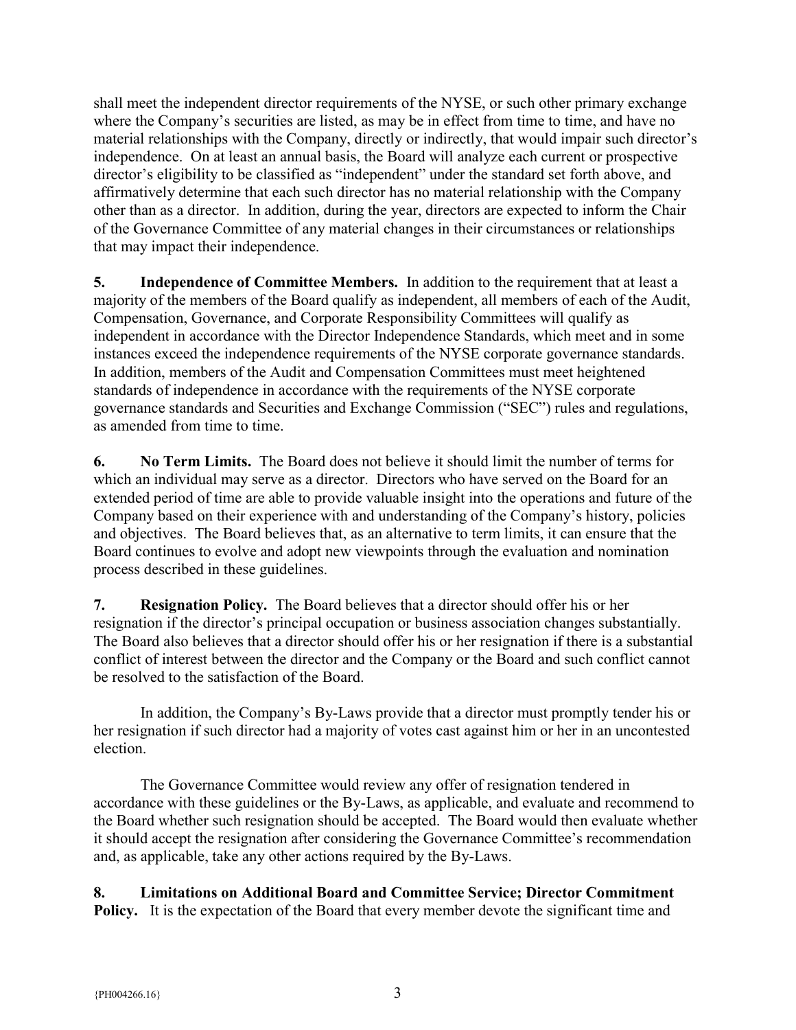shall meet the independent director requirements of the NYSE, or such other primary exchange where the Company's securities are listed, as may be in effect from time to time, and have no material relationships with the Company, directly or indirectly, that would impair such director's independence. On at least an annual basis, the Board will analyze each current or prospective director's eligibility to be classified as "independent" under the standard set forth above, and affirmatively determine that each such director has no material relationship with the Company other than as a director. In addition, during the year, directors are expected to inform the Chair of the Governance Committee of any material changes in their circumstances or relationships that may impact their independence.

**5. Independence of Committee Members.** In addition to the requirement that at least a majority of the members of the Board qualify as independent, all members of each of the Audit, Compensation, Governance, and Corporate Responsibility Committees will qualify as independent in accordance with the Director Independence Standards, which meet and in some instances exceed the independence requirements of the NYSE corporate governance standards. In addition, members of the Audit and Compensation Committees must meet heightened standards of independence in accordance with the requirements of the NYSE corporate governance standards and Securities and Exchange Commission ("SEC") rules and regulations, as amended from time to time.

**6. No Term Limits.** The Board does not believe it should limit the number of terms for which an individual may serve as a director. Directors who have served on the Board for an extended period of time are able to provide valuable insight into the operations and future of the Company based on their experience with and understanding of the Company's history, policies and objectives. The Board believes that, as an alternative to term limits, it can ensure that the Board continues to evolve and adopt new viewpoints through the evaluation and nomination process described in these guidelines.

**7. Resignation Policy.** The Board believes that a director should offer his or her resignation if the director's principal occupation or business association changes substantially. The Board also believes that a director should offer his or her resignation if there is a substantial conflict of interest between the director and the Company or the Board and such conflict cannot be resolved to the satisfaction of the Board.

In addition, the Company's By-Laws provide that a director must promptly tender his or her resignation if such director had a majority of votes cast against him or her in an uncontested election.

The Governance Committee would review any offer of resignation tendered in accordance with these guidelines or the By-Laws, as applicable, and evaluate and recommend to the Board whether such resignation should be accepted. The Board would then evaluate whether it should accept the resignation after considering the Governance Committee's recommendation and, as applicable, take any other actions required by the By-Laws.

**8. Limitations on Additional Board and Committee Service; Director Commitment Policy.** It is the expectation of the Board that every member devote the significant time and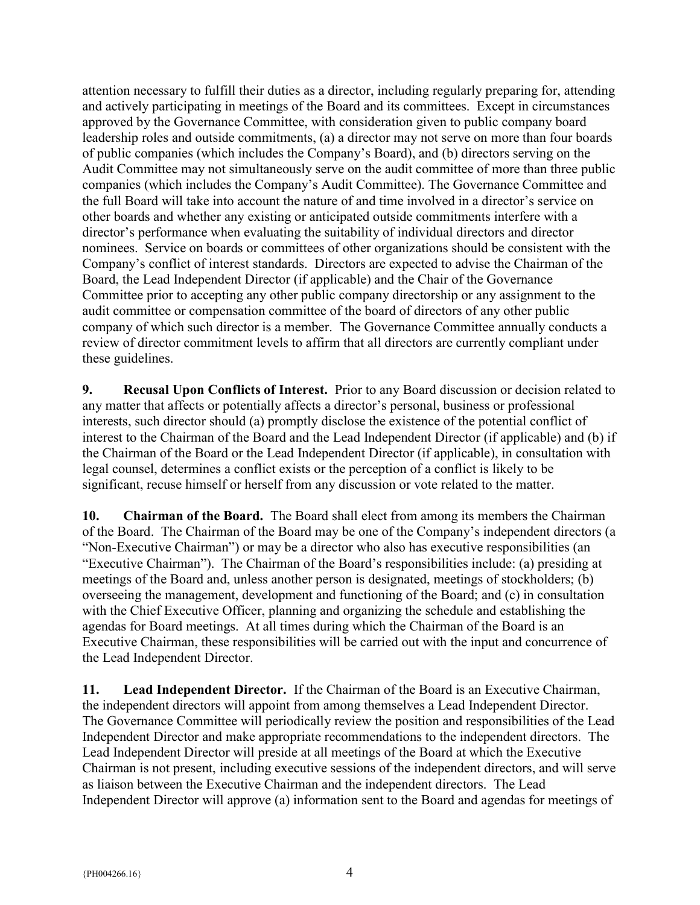attention necessary to fulfill their duties as a director, including regularly preparing for, attending and actively participating in meetings of the Board and its committees. Except in circumstances approved by the Governance Committee, with consideration given to public company board leadership roles and outside commitments, (a) a director may not serve on more than four boards of public companies (which includes the Company's Board), and (b) directors serving on the Audit Committee may not simultaneously serve on the audit committee of more than three public companies (which includes the Company's Audit Committee). The Governance Committee and the full Board will take into account the nature of and time involved in a director's service on other boards and whether any existing or anticipated outside commitments interfere with a director's performance when evaluating the suitability of individual directors and director nominees. Service on boards or committees of other organizations should be consistent with the Company's conflict of interest standards. Directors are expected to advise the Chairman of the Board, the Lead Independent Director (if applicable) and the Chair of the Governance Committee prior to accepting any other public company directorship or any assignment to the audit committee or compensation committee of the board of directors of any other public company of which such director is a member. The Governance Committee annually conducts a review of director commitment levels to affirm that all directors are currently compliant under these guidelines.

**9. Recusal Upon Conflicts of Interest.** Prior to any Board discussion or decision related to any matter that affects or potentially affects a director's personal, business or professional interests, such director should (a) promptly disclose the existence of the potential conflict of interest to the Chairman of the Board and the Lead Independent Director (if applicable) and (b) if the Chairman of the Board or the Lead Independent Director (if applicable), in consultation with legal counsel, determines a conflict exists or the perception of a conflict is likely to be significant, recuse himself or herself from any discussion or vote related to the matter.

**10. Chairman of the Board.** The Board shall elect from among its members the Chairman of the Board. The Chairman of the Board may be one of the Company's independent directors (a "Non-Executive Chairman") or may be a director who also has executive responsibilities (an "Executive Chairman"). The Chairman of the Board's responsibilities include: (a) presiding at meetings of the Board and, unless another person is designated, meetings of stockholders; (b) overseeing the management, development and functioning of the Board; and (c) in consultation with the Chief Executive Officer, planning and organizing the schedule and establishing the agendas for Board meetings. At all times during which the Chairman of the Board is an Executive Chairman, these responsibilities will be carried out with the input and concurrence of the Lead Independent Director.

**11. Lead Independent Director.** If the Chairman of the Board is an Executive Chairman, the independent directors will appoint from among themselves a Lead Independent Director. The Governance Committee will periodically review the position and responsibilities of the Lead Independent Director and make appropriate recommendations to the independent directors. The Lead Independent Director will preside at all meetings of the Board at which the Executive Chairman is not present, including executive sessions of the independent directors, and will serve as liaison between the Executive Chairman and the independent directors. The Lead Independent Director will approve (a) information sent to the Board and agendas for meetings of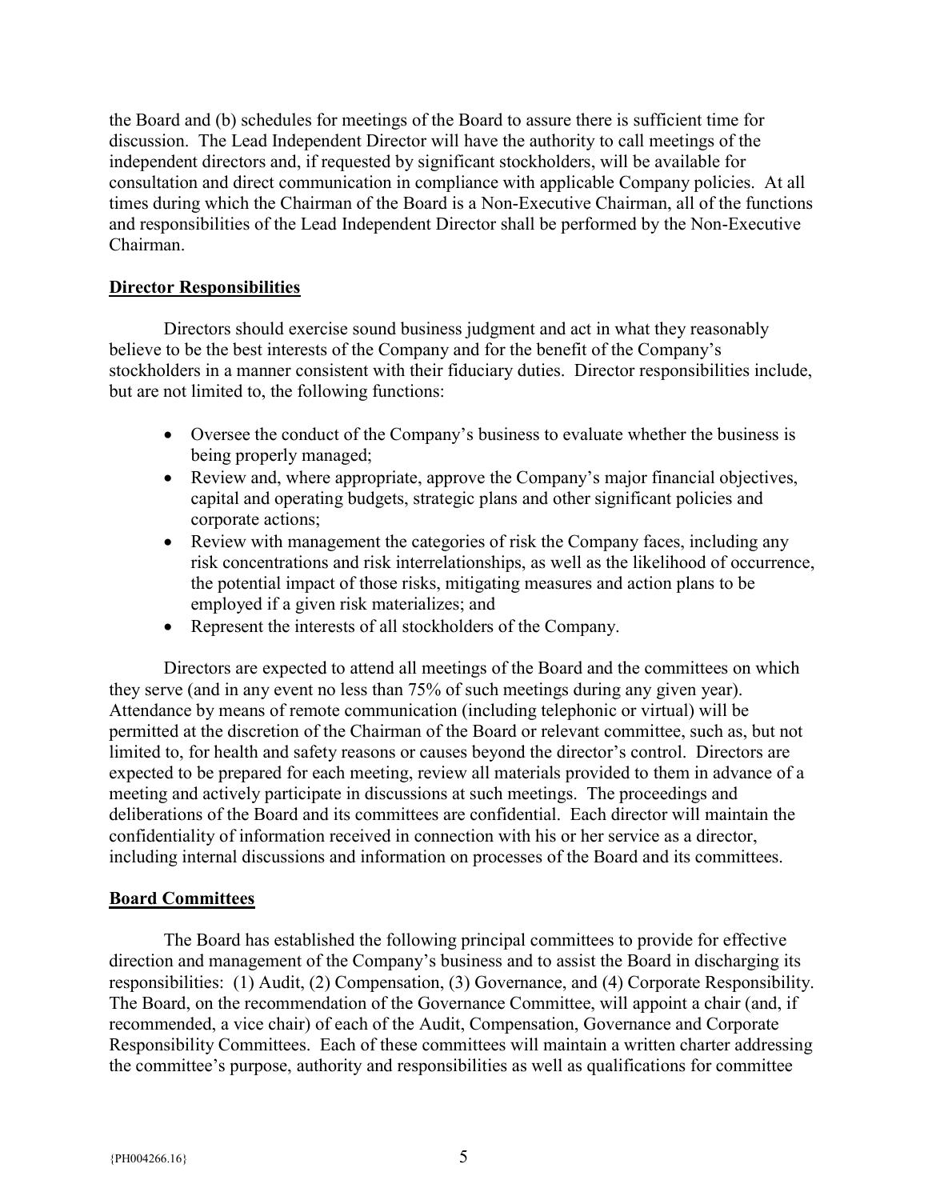the Board and (b) schedules for meetings of the Board to assure there is sufficient time for discussion. The Lead Independent Director will have the authority to call meetings of the independent directors and, if requested by significant stockholders, will be available for consultation and direct communication in compliance with applicable Company policies. At all times during which the Chairman of the Board is a Non-Executive Chairman, all of the functions and responsibilities of the Lead Independent Director shall be performed by the Non-Executive Chairman.

## Director Responsibilities

Directors should exercise sound business judgment and act in what they reasonably believe to be the best interests of the Company and for the benefit of the Company's stockholders in a manner consistent with their fiduciary duties. Director responsibilities include, but are not limited to, the following functions:

- Oversee the conduct of the Company's business to evaluate whether the business is being properly managed;
- Review and, where appropriate, approve the Company's major financial objectives, capital and operating budgets, strategic plans and other significant policies and corporate actions;
- Review with management the categories of risk the Company faces, including any risk concentrations and risk interrelationships, as well as the likelihood of occurrence, the potential impact of those risks, mitigating measures and action plans to be employed if a given risk materializes; and
- Represent the interests of all stockholders of the Company.

Directors are expected to attend all meetings of the Board and the committees on which they serve (and in any event no less than 75% of such meetings during any given year). Attendance by means of remote communication (including telephonic or virtual) will be permitted at the discretion of the Chairman of the Board or relevant committee, such as, but not limited to, for health and safety reasons or causes beyond the director's control. Directors are expected to be prepared for each meeting, review all materials provided to them in advance of a meeting and actively participate in discussions at such meetings. The proceedings and deliberations of the Board and its committees are confidential. Each director will maintain the confidentiality of information received in connection with his or her service as a director, including internal discussions and information on processes of the Board and its committees.

## Board Committees

The Board has established the following principal committees to provide for effective direction and management of the Company's business and to assist the Board in discharging its responsibilities: (1) Audit, (2) Compensation, (3) Governance, and (4) Corporate Responsibility. The Board, on the recommendation of the Governance Committee, will appoint a chair (and, if recommended, a vice chair) of each of the Audit, Compensation, Governance and Corporate Responsibility Committees. Each of these committees will maintain a written charter addressing the committee's purpose, authority and responsibilities as well as qualifications for committee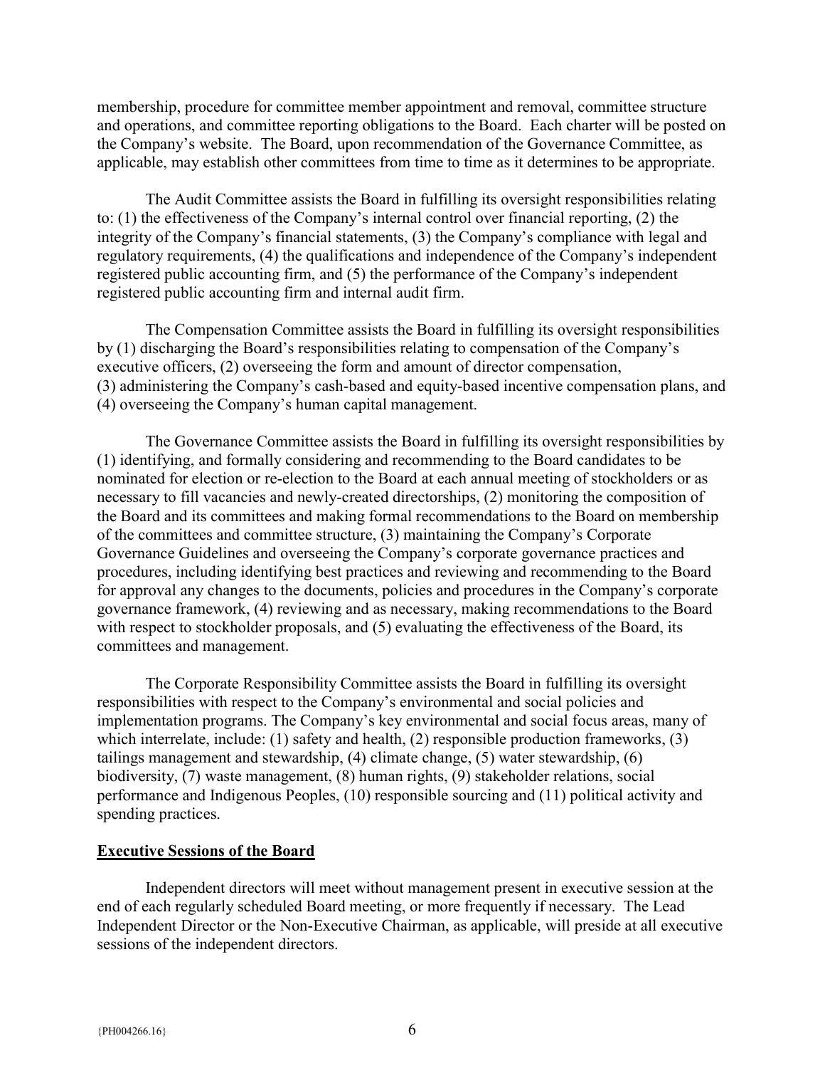membership, procedure for committee member appointment and removal, committee structure and operations, and committee reporting obligations to the Board. Each charter will be posted on the Company's website. The Board, upon recommendation of the Governance Committee, as applicable, may establish other committees from time to time as it determines to be appropriate.

The Audit Committee assists the Board in fulfilling its oversight responsibilities relating to: (1) the effectiveness of the Company's internal control over financial reporting, (2) the integrity of the Company's financial statements, (3) the Company's compliance with legal and regulatory requirements, (4) the qualifications and independence of the Company's independent registered public accounting firm, and (5) the performance of the Company's independent registered public accounting firm and internal audit firm.

The Compensation Committee assists the Board in fulfilling its oversight responsibilities by (1) discharging the Board's responsibilities relating to compensation of the Company's executive officers, (2) overseeing the form and amount of director compensation, (3) administering the Company's cash-based and equity-based incentive compensation plans, and (4) overseeing the Company's human capital management.

The Governance Committee assists the Board in fulfilling its oversight responsibilities by (1) identifying, and formally considering and recommending to the Board candidates to be nominated for election or re-election to the Board at each annual meeting of stockholders or as necessary to fill vacancies and newly-created directorships, (2) monitoring the composition of the Board and its committees and making formal recommendations to the Board on membership of the committees and committee structure, (3) maintaining the Company's Corporate Governance Guidelines and overseeing the Company's corporate governance practices and procedures, including identifying best practices and reviewing and recommending to the Board for approval any changes to the documents, policies and procedures in the Company's corporate governance framework, (4) reviewing and as necessary, making recommendations to the Board with respect to stockholder proposals, and (5) evaluating the effectiveness of the Board, its committees and management.

The Corporate Responsibility Committee assists the Board in fulfilling its oversight responsibilities with respect to the Company's environmental and social policies and implementation programs. The Company's key environmental and social focus areas, many of which interrelate, include: (1) safety and health, (2) responsible production frameworks, (3) tailings management and stewardship, (4) climate change, (5) water stewardship, (6) biodiversity, (7) waste management, (8) human rights, (9) stakeholder relations, social performance and Indigenous Peoples, (10) responsible sourcing and (11) political activity and spending practices.

**Executive Sessions of the Board**

Independent directors will meet without management present in executive session at the end of each regularly scheduled Board meeting, or more frequently if necessary. The Lead Independent Director or the Non-Executive Chairman, as applicable, will preside at all executive sessions of the independent directors.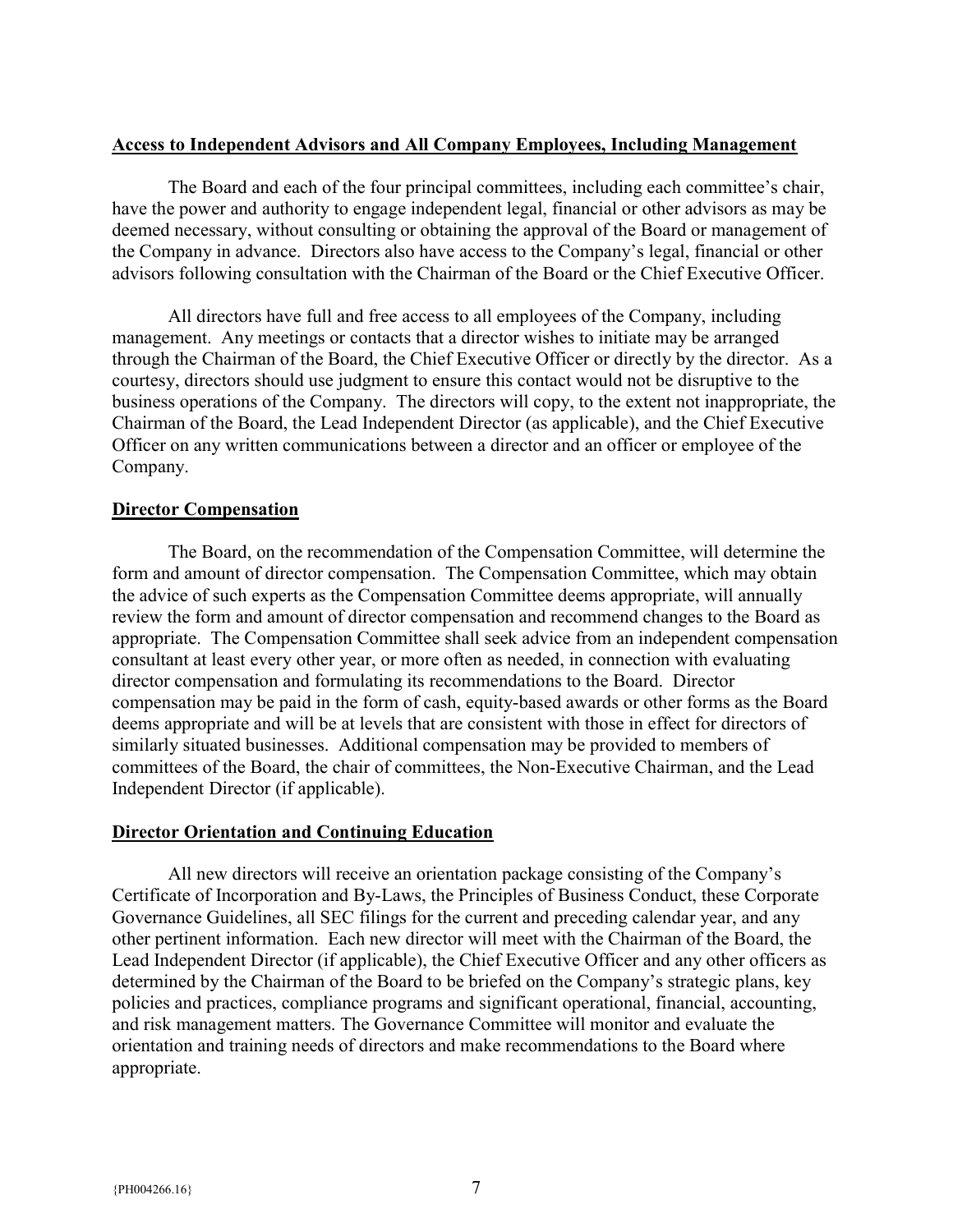**Access to Independent Advisors and All Company Employees, Including Management**

The Board and each of the four principal committees, including each committee's chair, have the power and authority to engage independent legal, financial or other advisors as may be deemed necessary, without consulting or obtaining the approval of the Board or management of the Company in advance. Directors also have access to the Company's legal, financial or other advisors following consultation with the Chairman of the Board or the Chief Executive Officer.

All directors have full and free access to all employees of the Company, including management. Any meetings or contacts that a director wishes to initiate may be arranged through the Chairman of the Board, the Chief Executive Officer or directly by the director. As a courtesy, directors should use judgment to ensure this contact would not be disruptive to the business operations of the Company. The directors will copy, to the extent not inappropriate, the Chairman of the Board, the Lead Independent Director (as applicable), and the Chief Executive Officer on any written communications between a director and an officer or employee of the Company.

**Director Compensation**

The Board, on the recommendation of the Compensation Committee, will determine the form and amount of director compensation. The Compensation Committee, which may obtain the advice of such experts as the Compensation Committee deems appropriate, will annually review the form and amount of director compensation and recommend changes to the Board as appropriate. The Compensation Committee shall seek advice from an independent compensation consultant at least every other year, or more often as needed, in connection with evaluating director compensation and formulating its recommendations to the Board. Director compensation may be paid in the form of cash, equity-based awards or other forms as the Board deems appropriate and will be at levels that are consistent with those in effect for directors of similarly situated businesses. Additional compensation may be provided to members of committees of the Board, the chair of committees, the Non-Executive Chairman, and the Lead Independent Director (if applicable).

**Director Orientation and Continuing Education**

All new directors will receive an orientation package consisting of the Company's Certificate of Incorporation and By-Laws, the Principles of Business Conduct, these Corporate Governance Guidelines, all SEC filings for the current and preceding calendar year, and any other pertinent information. Each new director will meet with the Chairman of the Board, the Lead Independent Director (if applicable), the Chief Executive Officer and any other officers as determined by the Chairman of the Board to be briefed on the Company's strategic plans, key policies and practices, compliance programs and significant operational, financial, accounting, and risk management matters. The Governance Committee will monitor and evaluate the orientation and training needs of directors and make recommendations to the Board where appropriate.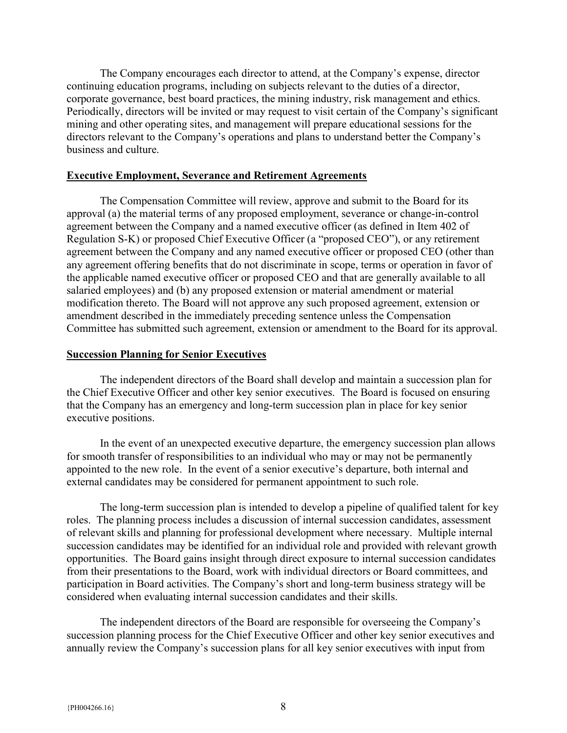The Company encourages each director to attend, at the Company's expense, director continuing education programs, including on subjects relevant to the duties of a director, corporate governance, best board practices, the mining industry, risk management and ethics. Periodically, directors will be invited or may request to visit certain of the Company's significant mining and other operating sites, and management will prepare educational sessions for the directors relevant to the Company's operations and plans to understand better the Company's business and culture.

## Executive Employment, Severance and Retirement Agreements

The Compensation Committee will review, approve and submit to the Board for its approval (a) the material terms of any proposed employment, severance or change-in-control agreement between the Company and a named executive officer (as defined in Item 402 of Regulation S-K) or proposed Chief Executive Officer (a "proposed CEO"), or any retirement agreement between the Company and any named executive officer or proposed CEO (other than any agreement offering benefits that do not discriminate in scope, terms or operation in favor of the applicable named executive officer or proposed CEO and that are generally available to all salaried employees) and (b) any proposed extension or material amendment or material modification thereto. The Board will not approve any such proposed agreement, extension or amendment described in the immediately preceding sentence unless the Compensation Committee has submitted such agreement, extension or amendment to the Board for its approval.

## Succession Planning for Senior Executives

The independent directors of the Board shall develop and maintain a succession plan for the Chief Executive Officer and other key senior executives. The Board is focused on ensuring that the Company has an emergency and long-term succession plan in place for key senior executive positions.

In the event of an unexpected executive departure, the emergency succession plan allows for smooth transfer of responsibilities to an individual who may or may not be permanently appointed to the new role. In the event of a senior executive's departure, both internal and external candidates may be considered for permanent appointment to such role.

The long-term succession plan is intended to develop a pipeline of qualified talent for key roles. The planning process includes a discussion of internal succession candidates, assessment of relevant skills and planning for professional development where necessary. Multiple internal succession candidates may be identified for an individual role and provided with relevant growth opportunities. The Board gains insight through direct exposure to internal succession candidates from their presentations to the Board, work with individual directors or Board committees, and participation in Board activities. The Company's short and long-term business strategy will be considered when evaluating internal succession candidates and their skills.

The independent directors of the Board are responsible for overseeing the Company's succession planning process for the Chief Executive Officer and other key senior executives and annually review the Company's succession plans for all key senior executives with input from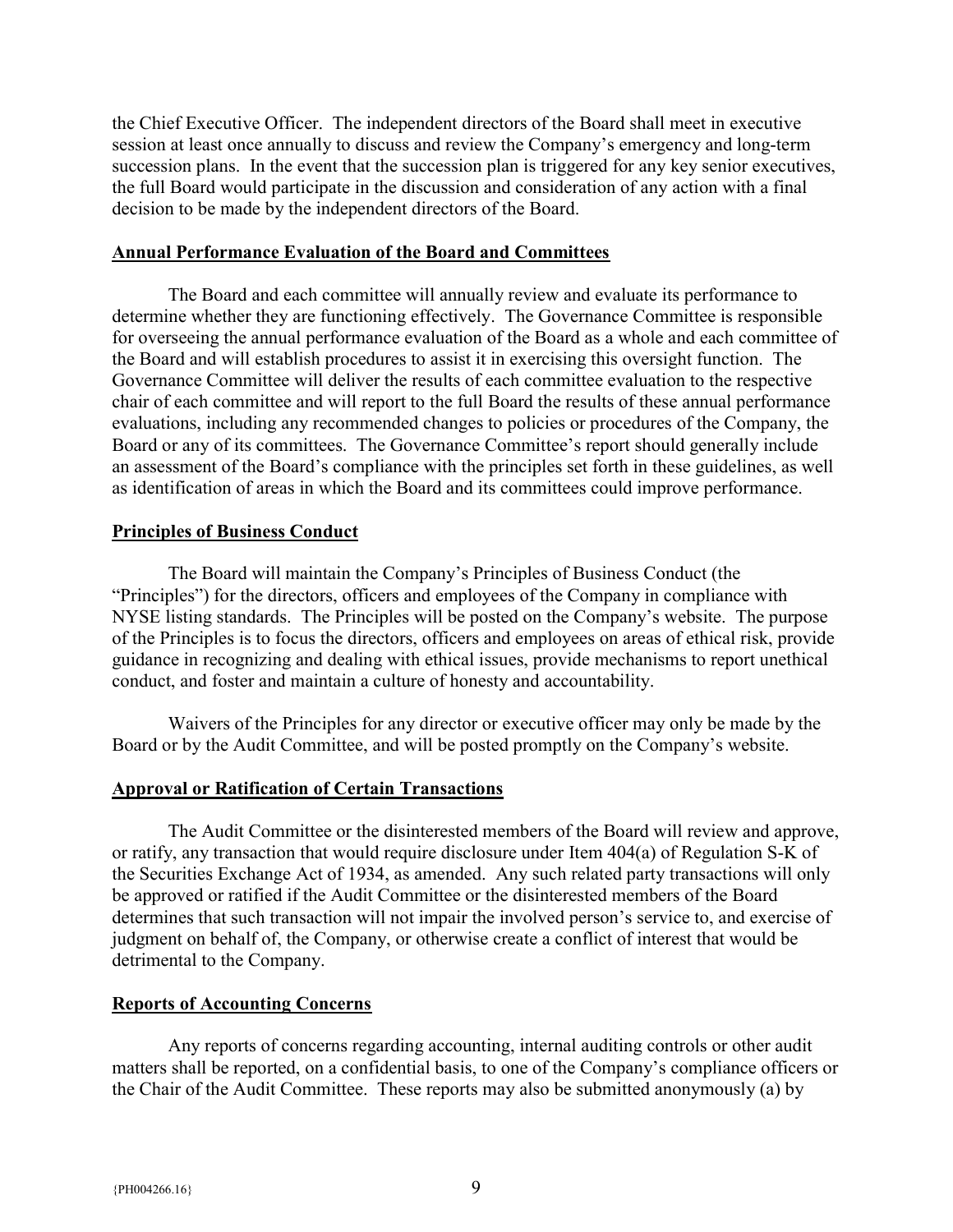the Chief Executive Officer. The independent directors of the Board shall meet in executive session at least once annually to discuss and review the Company's emergency and long-term succession plans. In the event that the succession plan is triggered for any key senior executives, the full Board would participate in the discussion and consideration of any action with a final decision to be made by the independent directors of the Board.

## Annual Performance Evaluation of the Board and Committees

The Board and each committee will annually review and evaluate its performance to determine whether they are functioning effectively. The Governance Committee is responsible for overseeing the annual performance evaluation of the Board as a whole and each committee of the Board and will establish procedures to assist it in exercising this oversight function. The Governance Committee will deliver the results of each committee evaluation to the respective chair of each committee and will report to the full Board the results of these annual performance evaluations, including any recommended changes to policies or procedures of the Company, the Board or any of its committees. The Governance Committee's report should generally include an assessment of the Board's compliance with the principles set forth in these guidelines, as well as identification of areas in which the Board and its committees could improve performance.

## Principles of Business Conduct

The Board will maintain the Company's Principles of Business Conduct (the "Principles") for the directors, officers and employees of the Company in compliance with NYSE listing standards. The Principles will be posted on the Company's website. The purpose of the Principles is to focus the directors, officers and employees on areas of ethical risk, provide guidance in recognizing and dealing with ethical issues, provide mechanisms to report unethical conduct, and foster and maintain a culture of honesty and accountability.

Waivers of the Principles for any director or executive officer may only be made by the Board or by the Audit Committee, and will be posted promptly on the Company's website.

## Approval or Ratification of Certain Transactions

The Audit Committee or the disinterested members of the Board will review and approve, or ratify, any transaction that would require disclosure under Item 404(a) of Regulation S-K of the Securities Exchange Act of 1934, as amended. Any such related party transactions will only be approved or ratified if the Audit Committee or the disinterested members of the Board determines that such transaction will not impair the involved person's service to, and exercise of judgment on behalf of, the Company, or otherwise create a conflict of interest that would be detrimental to the Company.

## Reports of Accounting Concerns

Any reports of concerns regarding accounting, internal auditing controls or other audit matters shall be reported, on a confidential basis, to one of the Company's compliance officers or the Chair of the Audit Committee. These reports may also be submitted anonymously (a) by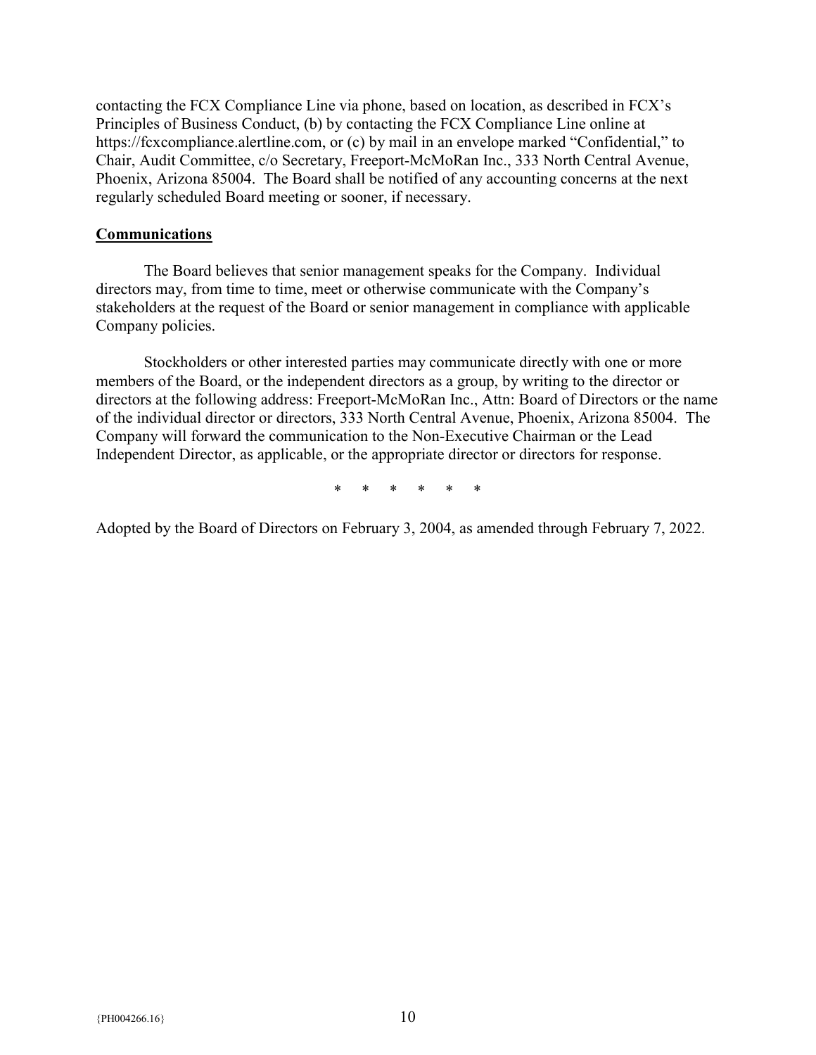contacting the FCX Compliance Line via phone, based on location, as described in FCX's Principles of Business Conduct, (b) by contacting the FCX Compliance Line online at https://fcxcompliance.alertline.com, or (c) by mail in an envelope marked "Confidential," to Chair, Audit Committee, c/o Secretary, Freeport-McMoRan Inc., 333 North Central Avenue, Phoenix, Arizona 85004. The Board shall be notified of any accounting concerns at the next regularly scheduled Board meeting or sooner, if necessary.

**Communications**

The Board believes that senior management speaks for the Company. Individual directors may, from time to time, meet or otherwise communicate with the Company's stakeholders at the request of the Board or senior management in compliance with applicable Company policies.

Stockholders or other interested parties may communicate directly with one or more members of the Board, or the independent directors as a group, by writing to the director or directors at the following address: Freeport-McMoRan Inc., Attn: Board of Directors or the name of the individual director or directors, 333 North Central Avenue, Phoenix, Arizona 85004. The Company will forward the communication to the Non-Executive Chairman or the Lead Independent Director, as applicable, or the appropriate director or directors for response.

\* \* \* \* \* \*

Adopted by the Board of Directors on February 3, 2004, as amended through February 7, 2022.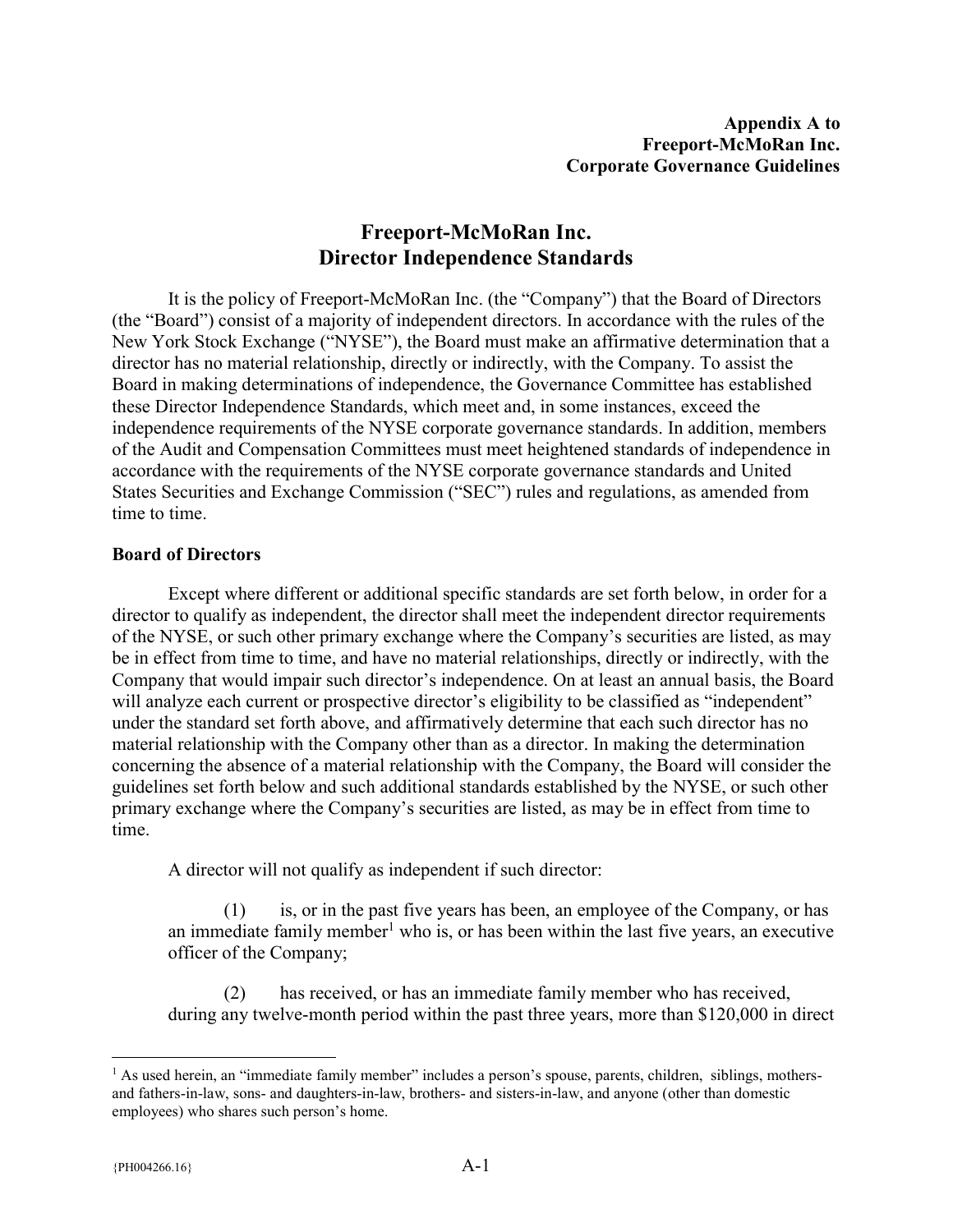**Appendix A to**
**Freeport-McMoRan Inc.**
**Corporate Governance Guidelines**

# Freeport-McMoRan Inc.
# Director Independence Standards

It is the policy of Freeport-McMoRan Inc. (the "Company") that the Board of Directors (the "Board") consist of a majority of independent directors. In accordance with the rules of the New York Stock Exchange ("NYSE"), the Board must make an affirmative determination that a director has no material relationship, directly or indirectly, with the Company. To assist the Board in making determinations of independence, the Governance Committee has established these Director Independence Standards, which meet and, in some instances, exceed the independence requirements of the NYSE corporate governance standards. In addition, members of the Audit and Compensation Committees must meet heightened standards of independence in accordance with the requirements of the NYSE corporate governance standards and United States Securities and Exchange Commission ("SEC") rules and regulations, as amended from time to time.

## Board of Directors

Except where different or additional specific standards are set forth below, in order for a director to qualify as independent, the director shall meet the independent director requirements of the NYSE, or such other primary exchange where the Company's securities are listed, as may be in effect from time to time, and have no material relationships, directly or indirectly, with the Company that would impair such director's independence. On at least an annual basis, the Board will analyze each current or prospective director's eligibility to be classified as "independent" under the standard set forth above, and affirmatively determine that each such director has no material relationship with the Company other than as a director. In making the determination concerning the absence of a material relationship with the Company, the Board will consider the guidelines set forth below and such additional standards established by the NYSE, or such other primary exchange where the Company's securities are listed, as may be in effect from time to time.

A director will not qualify as independent if such director:

(1) is, or in the past five years has been, an employee of the Company, or has an immediate family member[1] who is, or has been within the last five years, an executive officer of the Company;

(2) has received, or has an immediate family member who has received, during any twelve-month period within the past three years, more than $120,000 in direct

[1] As used herein, an "immediate family member" includes a person's spouse, parents, children, siblings, mothers- and fathers-in-law, sons- and daughters-in-law, brothers- and sisters-in-law, and anyone (other than domestic employees) who shares such person's home.

{PH004266.16}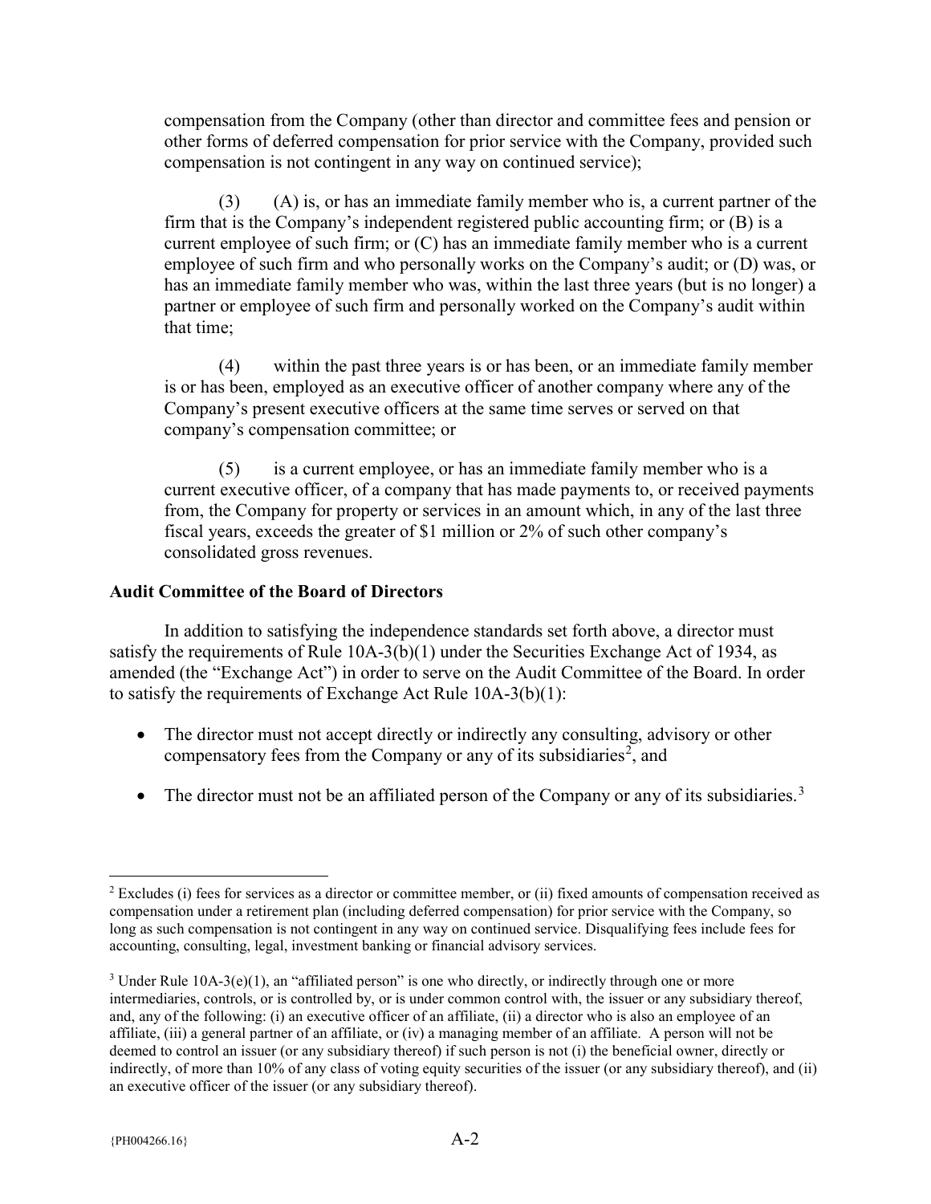compensation from the Company (other than director and committee fees and pension or other forms of deferred compensation for prior service with the Company, provided such compensation is not contingent in any way on continued service);

(3) (A) is, or has an immediate family member who is, a current partner of the firm that is the Company's independent registered public accounting firm; or (B) is a current employee of such firm; or (C) has an immediate family member who is a current employee of such firm and who personally works on the Company's audit; or (D) was, or has an immediate family member who was, within the last three years (but is no longer) a partner or employee of such firm and personally worked on the Company's audit within that time;

(4) within the past three years is or has been, or an immediate family member is or has been, employed as an executive officer of another company where any of the Company's present executive officers at the same time serves or served on that company's compensation committee; or

(5) is a current employee, or has an immediate family member who is a current executive officer, of a company that has made payments to, or received payments from, the Company for property or services in an amount which, in any of the last three fiscal years, exceeds the greater of $1 million or 2% of such other company's consolidated gross revenues.

**Audit Committee of the Board of Directors**

In addition to satisfying the independence standards set forth above, a director must satisfy the requirements of Rule 10A-3(b)(1) under the Securities Exchange Act of 1934, as amended (the "Exchange Act") in order to serve on the Audit Committee of the Board. In order to satisfy the requirements of Exchange Act Rule 10A-3(b)(1):

- The director must not accept directly or indirectly any consulting, advisory or other compensatory fees from the Company or any of its subsidiaries[2], and
- The director must not be an affiliated person of the Company or any of its subsidiaries.[3]

---

[2] Excludes (i) fees for services as a director or committee member, or (ii) fixed amounts of compensation received as compensation under a retirement plan (including deferred compensation) for prior service with the Company, so long as such compensation is not contingent in any way on continued service. Disqualifying fees include fees for accounting, consulting, legal, investment banking or financial advisory services.

[3] Under Rule 10A-3(e)(1), an "affiliated person" is one who directly, or indirectly through one or more intermediaries, controls, or is controlled by, or is under common control with, the issuer or any subsidiary thereof, and, any of the following: (i) an executive officer of an affiliate, (ii) a director who is also an employee of an affiliate, (iii) a general partner of an affiliate, or (iv) a managing member of an affiliate. A person will not be deemed to control an issuer (or any subsidiary thereof) if such person is not (i) the beneficial owner, directly or indirectly, of more than 10% of any class of voting equity securities of the issuer (or any subsidiary thereof), and (ii) an executive officer of the issuer (or any subsidiary thereof).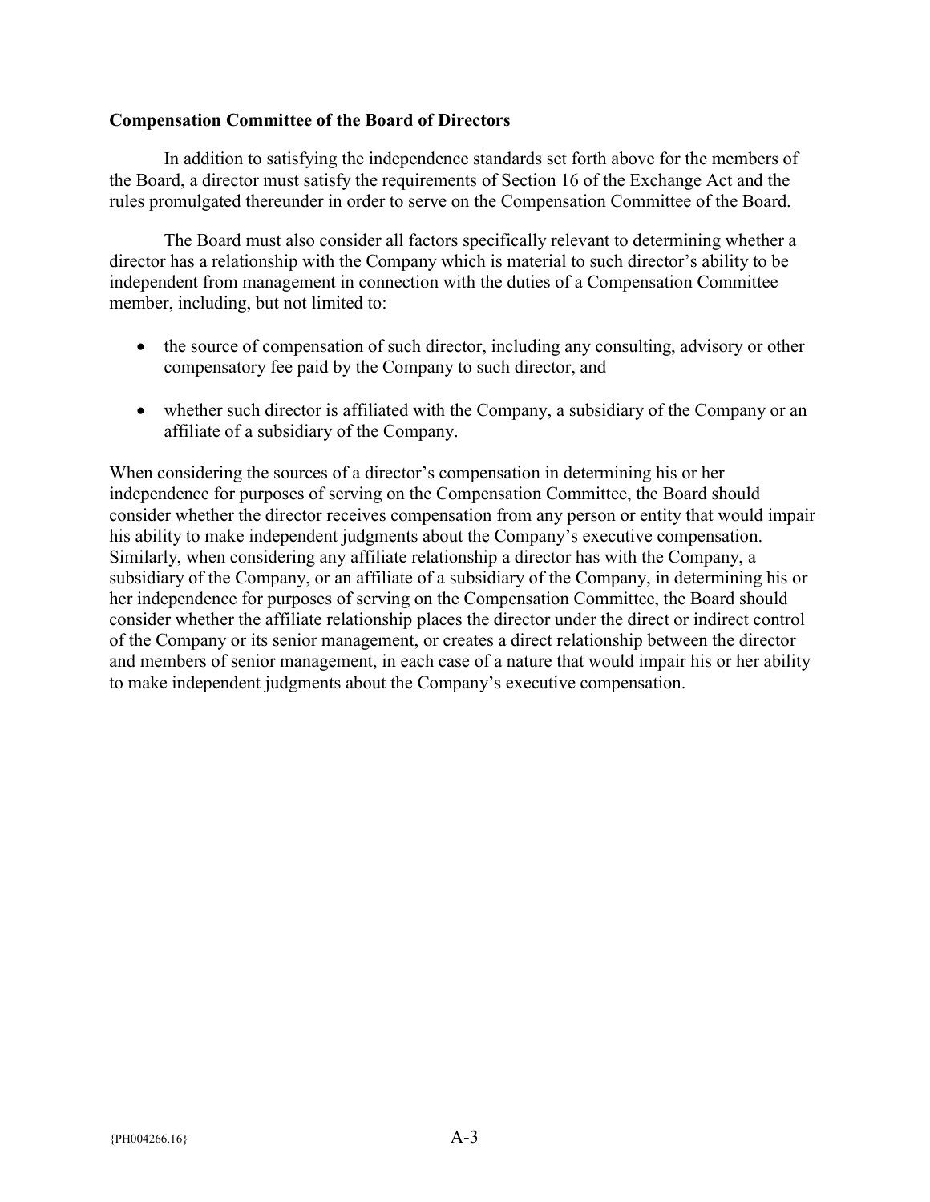**Compensation Committee of the Board of Directors**

In addition to satisfying the independence standards set forth above for the members of the Board, a director must satisfy the requirements of Section 16 of the Exchange Act and the rules promulgated thereunder in order to serve on the Compensation Committee of the Board.

The Board must also consider all factors specifically relevant to determining whether a director has a relationship with the Company which is material to such director's ability to be independent from management in connection with the duties of a Compensation Committee member, including, but not limited to:

- the source of compensation of such director, including any consulting, advisory or other compensatory fee paid by the Company to such director, and
- whether such director is affiliated with the Company, a subsidiary of the Company or an affiliate of a subsidiary of the Company.

When considering the sources of a director's compensation in determining his or her independence for purposes of serving on the Compensation Committee, the Board should consider whether the director receives compensation from any person or entity that would impair his ability to make independent judgments about the Company's executive compensation. Similarly, when considering any affiliate relationship a director has with the Company, a subsidiary of the Company, or an affiliate of a subsidiary of the Company, in determining his or her independence for purposes of serving on the Compensation Committee, the Board should consider whether the affiliate relationship places the director under the direct or indirect control of the Company or its senior management, or creates a direct relationship between the director and members of senior management, in each case of a nature that would impair his or her ability to make independent judgments about the Company's executive compensation.